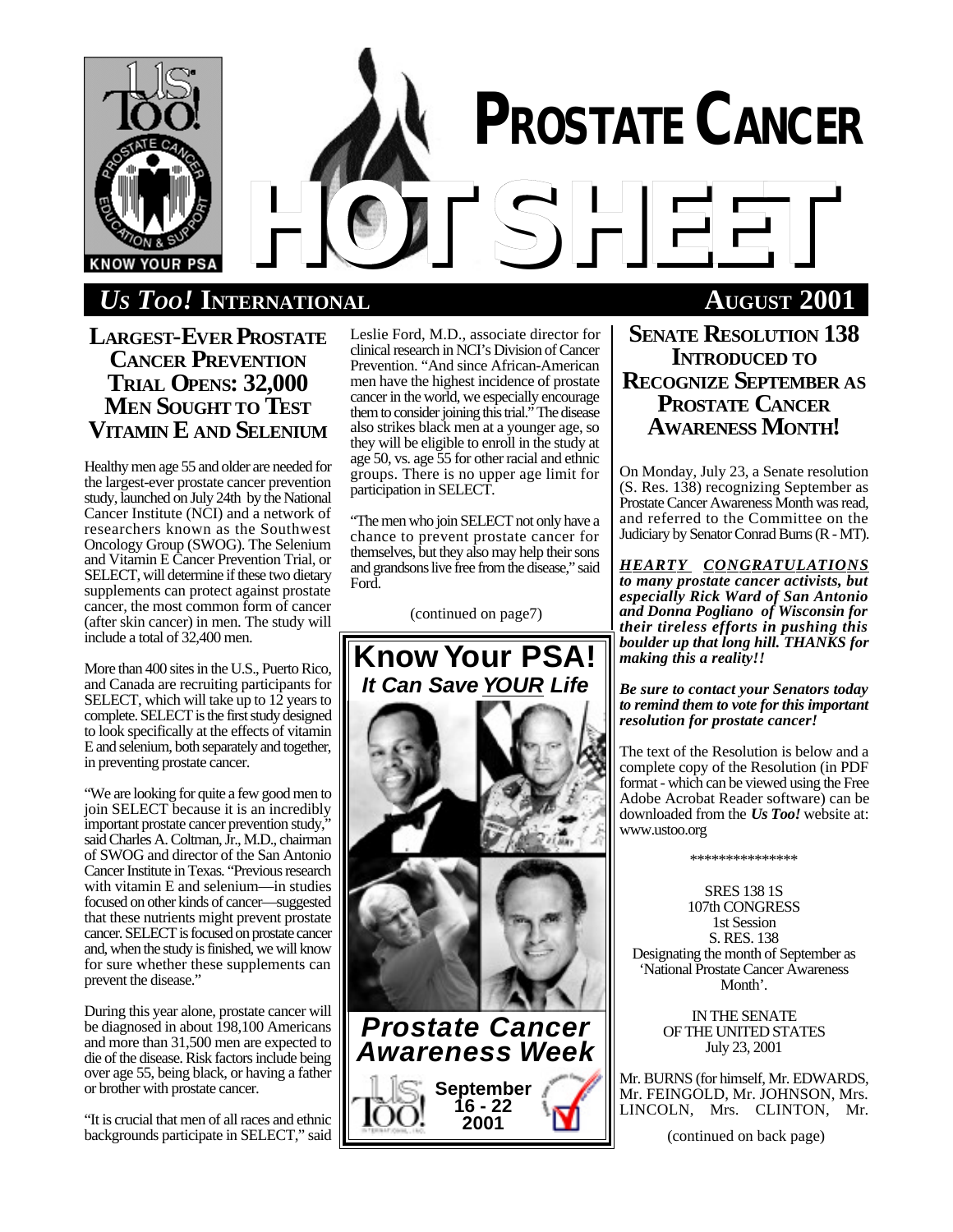# PROSTATE CANCER HOT SHEET

**KNOW YOUR PSA**

## *Us Too!* INTERNATIONAL — AUGUST 2001

## LARGEST-EVER PROSTATE CANCER PREVENTION TRIAL OPENS: 32,000 MEN SOUGHT TO TEST VITAMIN E AND SELENIUM

Healthy men age 55 and older are needed for the largest-ever prostate cancer prevention study, launched on July 24th by the National Cancer Institute (NCI) and a network of researchers known as the Southwest Oncology Group (SWOG). The Selenium and Vitamin E Cancer Prevention Trial, or SELECT, will determine if these two dietary supplements can protect against prostate cancer, the most common form of cancer (after skin cancer) in men. The study will include a total of 32,400 men.

More than 400 sites in the U.S., Puerto Rico, and Canada are recruiting participants for SELECT, which will take up to 12 years to complete. SELECT is the first study designed to look specifically at the effects of vitamin E and selenium, both separately and together, in preventing prostate cancer.

"We are looking for quite a few good men to join SELECT because it is an incredibly important prostate cancer prevention study," said Charles A. Coltman, Jr., M.D., chairman of SWOG and director of the San Antonio Cancer Institute in Texas. "Previous research with vitamin E and selenium—in studies focused on other kinds of cancer—suggested that these nutrients might prevent prostate cancer. SELECT is focused on prostate cancer and, when the study is finished, we will know for sure whether these supplements can prevent the disease."

During this year alone, prostate cancer will be diagnosed in about 198,100 Americans and more than 31,500 men are expected to die of the disease. Risk factors include being over age 55, being black, or having a father or brother with prostate cancer.

"It is crucial that men of all races and ethnic backgrounds participate in SELECT," said Leslie Ford, M.D., associate director for clinical research in NCI's Division of Cancer Prevention. "And since African-American men have the highest incidence of prostate cancer in the world, we especially encourage them to consider joining this trial." The disease also strikes black men at a younger age, so they will be eligible to enroll in the study at age 50, vs. age 55 for other racial and ethnic groups. There is no upper age limit for participation in SELECT.

"The men who join SELECT not only have a chance to prevent prostate cancer for themselves, but they also may help their sons and grandsons live free from the disease," said Ford.

(continued on page7)

**Know Your PSA!**
***It Can Save YOUR Life***

***Prostate Cancer Awareness Week***
**September 16 - 22 2001**

## SENATE RESOLUTION 138 INTRODUCED TO RECOGNIZE SEPTEMBER AS PROSTATE CANCER AWARENESS MONTH!

On Monday, July 23, a Senate resolution (S. Res. 138) recognizing September as Prostate Cancer Awareness Month was read, and referred to the Committee on the Judiciary by Senator Conrad Burns (R - MT).

***HEARTY CONGRATULATIONS to many prostate cancer activists, but especially Rick Ward of San Antonio and Donna Pogliano of Wisconsin for their tireless efforts in pushing this boulder up that long hill. THANKS for making this a reality!!***

***Be sure to contact your Senators today to remind them to vote for this important resolution for prostate cancer!***

The text of the Resolution is below and a complete copy of the Resolution (in PDF format - which can be viewed using the Free Adobe Acrobat Reader software) can be downloaded from the ***Us Too!*** website at: www.ustoo.org

***************

SRES 138 1S
107th CONGRESS
1st Session
S. RES. 138
Designating the month of September as 'National Prostate Cancer Awareness Month'.

IN THE SENATE
OF THE UNITED STATES
July 23, 2001

Mr. BURNS (for himself, Mr. EDWARDS, Mr. FEINGOLD, Mr. JOHNSON, Mrs. LINCOLN, Mrs. CLINTON, Mr.

(continued on back page)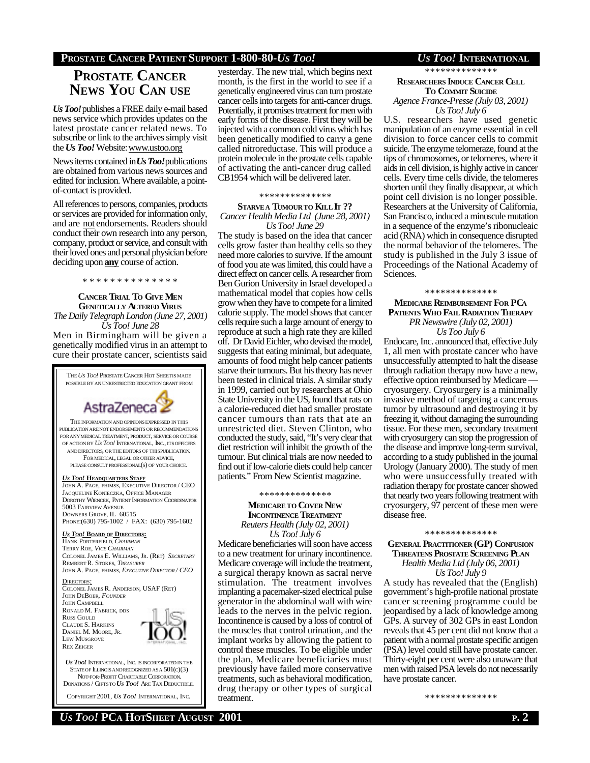# PROSTATE CANCER NEWS YOU CAN USE

***Us Too!*** publishes a FREE daily e-mail based news service which provides updates on the latest prostate cancer related news. To subscribe or link to the archives simply visit the ***Us Too!*** Website: www.ustoo.org

News items contained in ***Us Too!*** publications are obtained from various news sources and edited for inclusion. Where available, a point-of-contact is provided.

All references to persons, companies, products or services are provided for information only, and are not endorsements. Readers should conduct their own research into any person, company, product or service, and consult with their loved ones and personal physician before deciding upon **any** course of action.

\* \* \* \* \* \* \* \* \* \* \* \* \* \*

### CANCER TRIAL TO GIVE MEN GENETICALLY ALTERED VIRUS

*The Daily Telegraph London (June 27, 2001)*
*Us Too! June 28*

Men in Birmingham will be given a genetically modified virus in an attempt to cure their prostate cancer, scientists said yesterday. The new trial, which begins next month, is the first in the world to see if a genetically engineered virus can turn prostate cancer cells into targets for anti-cancer drugs. Potentially, it promises treatment for men with early forms of the disease. First they will be injected with a common cold virus which has been genetically modified to carry a gene called nitroreductase. This will produce a protein molecule in the prostate cells capable of activating the anti-cancer drug called CB1954 which will be delivered later.

\*\*\*\*\*\*\*\*\*\*\*\*\*\*

### STARVE A TUMOUR TO KILL IT ??

*Cancer Health Media Ltd (June 28, 2001)*
*Us Too! June 29*

The study is based on the idea that cancer cells grow faster than healthy cells so they need more calories to survive. If the amount of food you ate was limited, this could have a direct effect on cancer cells. A researcher from Ben Gurion University in Israel developed a mathematical model that copies how cells grow when they have to compete for a limited calorie supply. The model shows that cancer cells require such a large amount of energy to reproduce at such a high rate they are killed off. Dr David Eichler, who devised the model, suggests that eating minimal, but adequate, amounts of food might help cancer patients starve their tumours. But his theory has never been tested in clinical trials. A similar study in 1999, carried out by researchers at Ohio State University in the US, found that rats on a calorie-reduced diet had smaller prostate cancer tumours than rats that ate an unrestricted diet. Steven Clinton, who conducted the study, said, "It's very clear that diet restriction will inhibit the growth of the tumour. But clinical trials are now needed to find out if low-calorie diets could help cancer patients." From New Scientist magazine.

\*\*\*\*\*\*\*\*\*\*\*\*\*\*

### MEDICARE TO COVER NEW INCONTINENCE TREATMENT

*Reuters Health (July 02, 2001)*
*Us Too! July 6*

Medicare beneficiaries will soon have access to a new treatment for urinary incontinence. Medicare coverage will include the treatment, a surgical therapy known as sacral nerve stimulation. The treatment involves implanting a pacemaker-sized electrical pulse generator in the abdominal wall with wire leads to the nerves in the pelvic region. Incontinence is caused by a loss of control of the muscles that control urination, and the implant works by allowing the patient to control these muscles. To be eligible under the plan, Medicare beneficiaries must previously have failed more conservative treatments, such as behavioral modification, drug therapy or other types of surgical treatment.

\*\*\*\*\*\*\*\*\*\*\*\*\*\*

### RESEARCHERS INDUCE CANCER CELL TO COMMIT SUICIDE

*Agence France-Presse (July 03, 2001)*
*Us Too! July 6*

U.S. researchers have used genetic manipulation of an enzyme essential in cell division to force cancer cells to commit suicide. The enzyme telomeraze, found at the tips of chromosomes, or telomeres, where it aids in cell division, is highly active in cancer cells. Every time cells divide, the telomeres shorten until they finally disappear, at which point cell division is no longer possible. Researchers at the University of California, San Francisco, induced a minuscule mutation in a sequence of the enzyme's ribonucleaic acid (RNA) which in consequence disrupted the normal behavior of the telomeres. The study is published in the July 3 issue of Proceedings of the National Academy of Sciences.

\*\*\*\*\*\*\*\*\*\*\*\*\*\*

### MEDICARE REIMBURSEMENT FOR PCA PATIENTS WHO FAIL RADIATION THERAPY

*PR Newswire (July 02, 2001)*
*Us Too July 6*

Endocare, Inc. announced that, effective July 1, all men with prostate cancer who have unsuccessfully attempted to halt the disease through radiation therapy now have a new, effective option reimbursed by Medicare — cryosurgery. Cryosurgery is a minimally invasive method of targeting a cancerous tumor by ultrasound and destroying it by freezing it, without damaging the surrounding tissue. For these men, secondary treatment with cryosurgery can stop the progression of the disease and improve long-term survival, according to a study published in the journal Urology (January 2000). The study of men who were unsuccessfully treated with radiation therapy for prostate cancer showed that nearly two years following treatment with cryosurgery, 97 percent of these men were disease free.

\*\*\*\*\*\*\*\*\*\*\*\*\*\*

### GENERAL PRACTITIONER (GP) CONFUSION THREATENS PROSTATE SCREENING PLAN

*Health Media Ltd (July 06, 2001)*
*Us Too! July 9*

A study has revealed that the (English) government's high-profile national prostate cancer screening programme could be jeopardised by a lack of knowledge among GPs. A survey of 302 GPs in east London reveals that 45 per cent did not know that a patient with a normal prostate specific antigen (PSA) level could still have prostate cancer. Thirty-eight per cent were also unaware that men with raised PSA levels do not necessarily have prostate cancer.

\*\*\*\*\*\*\*\*\*\*\*\*\*\*

---

THE *US TOO!* PROSTATE CANCER HOT SHEET IS MADE POSSIBLE BY AN UNRESTRICTED EDUCATION GRANT FROM AstraZeneca

THE INFORMATION AND OPINIONS EXPRESSED IN THIS PUBLICATION ARE NOT ENDORSEMENTS OR RECOMMENDATIONS FOR ANY MEDICAL TREATMENT, PRODUCT, SERVICE OR COURSE OF ACTION BY *US TOO!* INTERNATIONAL, INC., ITS OFFICERS AND DIRECTORS, OR THE EDITORS OF THIS PUBLICATION. FOR MEDICAL, LEGAL OR OTHER ADVICE, PLEASE CONSULT PROFESSIONAL(S) OF YOUR CHOICE.

***US TOO!* HEADQUARTERS STAFF**
JOHN A. PAGE, FHIMSS, EXECUTIVE DIRECTOR / CEO
JACQUELINE KONIECZKA, OFFICE MANAGER
DOROTHY WIENCEK, PATIENT INFORMATION COORDINATOR
5003 FAIRVIEW AVENUE
DOWNERS GROVE, IL 60515
PHONE:(630) 795-1002 / FAX: (630) 795-1602

***US TOO!* BOARD OF DIRECTORS:**
HANK PORTERFIELD, *CHAIRMAN*
TERRY ROE, *VICE CHAIRMAN*
COLONEL JAMES E. WILLIAMS, JR. (RET) *SECRETARY*
REMBERT R. STOKES, *TREASURER*
JOHN A. PAGE, FHIMSS, *EXECUTIVE DIRECTOR / CEO*

DIRECTORS:
COLONEL JAMES R. ANDERSON, USAF (RET)
JOHN DEBOER, *FOUNDER*
JOHN CAMPBELL
RONALD M. FABRICK, DDS
RUSS GOULD
CLAUDE S. HARKINS
DANIEL M. MOORE, JR.
LEW MUSGROVE
REX ZEIGER

***US TOO!*** INTERNATIONAL, INC. IS INCORPORATED IN THE STATE OF ILLINOIS AND RECOGNIZED AS A 501(C)(3) NOT-FOR-PROFIT CHARITABLE CORPORATION. DONATIONS / GIFTS TO ***US TOO!*** ARE TAX DEDUCTIBLE.

COPYRIGHT 2001, ***US TOO!*** INTERNATIONAL, INC.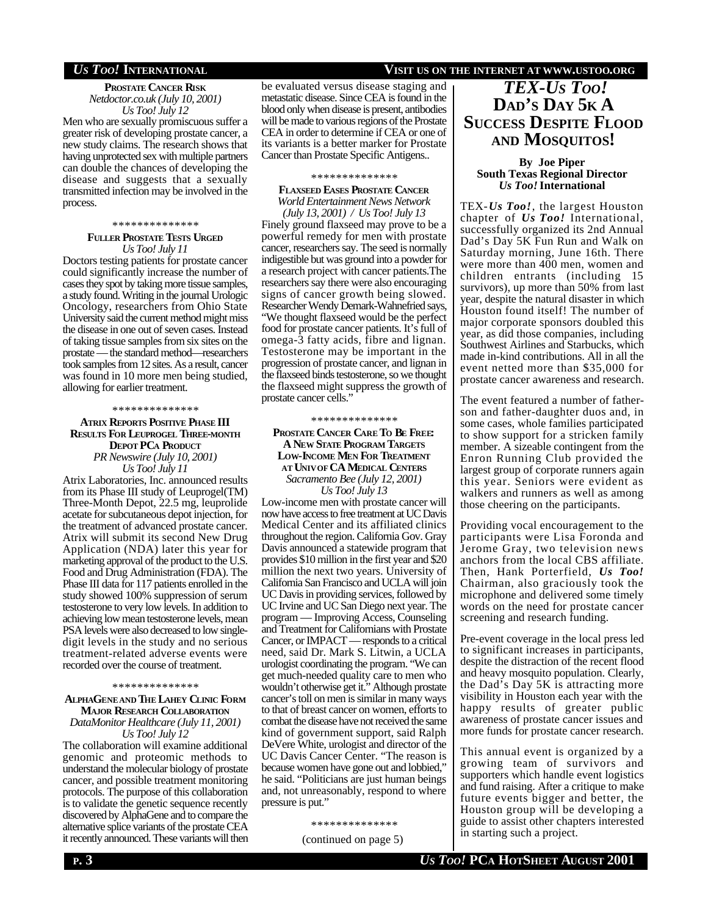**PROSTATE CANCER RISK**
*Netdoctor.co.uk (July 10, 2001)*
*Us Too! July 12*

Men who are sexually promiscuous suffer a greater risk of developing prostate cancer, a new study claims. The research shows that having unprotected sex with multiple partners can double the chances of developing the disease and suggests that a sexually transmitted infection may be involved in the process.

\*\*\*\*\*\*\*\*\*\*\*\*\*\*

**FULLER PROSTATE TESTS URGED**
*Us Too! July 11*

Doctors testing patients for prostate cancer could significantly increase the number of cases they spot by taking more tissue samples, a study found. Writing in the journal Urologic Oncology, researchers from Ohio State University said the current method might miss the disease in one out of seven cases. Instead of taking tissue samples from six sites on the prostate — the standard method—researchers took samples from 12 sites. As a result, cancer was found in 10 more men being studied, allowing for earlier treatment.

\*\*\*\*\*\*\*\*\*\*\*\*\*\*

**ATRIX REPORTS POSITIVE PHASE III RESULTS FOR LEUPROGEL THREE-MONTH DEPOT PCA PRODUCT**
*PR Newswire (July 10, 2001)*
*Us Too! July 11*

Atrix Laboratories, Inc. announced results from its Phase III study of Leuprogel(TM) Three-Month Depot, 22.5 mg, leuprolide acetate for subcutaneous depot injection, for the treatment of advanced prostate cancer. Atrix will submit its second New Drug Application (NDA) later this year for marketing approval of the product to the U.S. Food and Drug Administration (FDA). The Phase III data for 117 patients enrolled in the study showed 100% suppression of serum testosterone to very low levels. In addition to achieving low mean testosterone levels, mean PSA levels were also decreased to low single-digit levels in the study and no serious treatment-related adverse events were recorded over the course of treatment.

\*\*\*\*\*\*\*\*\*\*\*\*\*\*

**ALPHAGENE AND THE LAHEY CLINIC FORM MAJOR RESEARCH COLLABORATION**
*DataMonitor Healthcare (July 11, 2001)*
*Us Too! July 12*

The collaboration will examine additional genomic and proteomic methods to understand the molecular biology of prostate cancer, and possible treatment monitoring protocols. The purpose of this collaboration is to validate the genetic sequence recently discovered by AlphaGene and to compare the alternative splice variants of the prostate CEA it recently announced. These variants will then be evaluated versus disease staging and metastatic disease. Since CEA is found in the blood only when disease is present, antibodies will be made to various regions of the Prostate CEA in order to determine if CEA or one of its variants is a better marker for Prostate Cancer than Prostate Specific Antigens..

\*\*\*\*\*\*\*\*\*\*\*\*\*\*

**FLAXSEED EASES PROSTATE CANCER**
*World Entertainment News Network (July 13, 2001) / Us Too! July 13*

Finely ground flaxseed may prove to be a powerful remedy for men with prostate cancer, researchers say. The seed is normally indigestible but was ground into a powder for a research project with cancer patients.The researchers say there were also encouraging signs of cancer growth being slowed. Researcher Wendy Demark-Wahnefried says, "We thought flaxseed would be the perfect food for prostate cancer patients. It's full of omega-3 fatty acids, fibre and lignan. Testosterone may be important in the progression of prostate cancer, and lignan in the flaxseed binds testosterone, so we thought the flaxseed might suppress the growth of prostate cancer cells."

\*\*\*\*\*\*\*\*\*\*\*\*\*\*

**PROSTATE CANCER CARE TO BE FREE: A NEW STATE PROGRAM TARGETS LOW-INCOME MEN FOR TREATMENT AT UNIV OF CA MEDICAL CENTERS**
*Sacramento Bee (July 12, 2001)*
*Us Too! July 13*

Low-income men with prostate cancer will now have access to free treatment at UC Davis Medical Center and its affiliated clinics throughout the region. California Gov. Gray Davis announced a statewide program that provides $10 million in the first year and $20 million the next two years. University of California San Francisco and UCLA will join UC Davis in providing services, followed by UC Irvine and UC San Diego next year. The program — Improving Access, Counseling and Treatment for Californians with Prostate Cancer, or IMPACT — responds to a critical need, said Dr. Mark S. Litwin, a UCLA urologist coordinating the program. "We can get much-needed quality care to men who wouldn't otherwise get it." Although prostate cancer's toll on men is similar in many ways to that of breast cancer on women, efforts to combat the disease have not received the same kind of government support, said Ralph DeVere White, urologist and director of the UC Davis Cancer Center. "The reason is because women have gone out and lobbied," he said. "Politicians are just human beings and, not unreasonably, respond to where pressure is put."

\*\*\*\*\*\*\*\*\*\*\*\*\*\*

(continued on page 5)

# *TEX-Us Too!* DAD'S DAY 5K A SUCCESS DESPITE FLOOD AND MOSQUITOS!

**By Joe Piper**
**South Texas Regional Director**
***Us Too!* International**

TEX-***Us Too!***, the largest Houston chapter of ***Us Too!*** International, successfully organized its 2nd Annual Dad's Day 5K Fun Run and Walk on Saturday morning, June 16th. There were more than 400 men, women and children entrants (including 15 survivors), up more than 50% from last year, despite the natural disaster in which Houston found itself! The number of major corporate sponsors doubled this year, as did those companies, including Southwest Airlines and Starbucks, which made in-kind contributions. All in all the event netted more than $35,000 for prostate cancer awareness and research.

The event featured a number of father-son and father-daughter duos and, in some cases, whole families participated to show support for a stricken family member. A sizeable contingent from the Enron Running Club provided the largest group of corporate runners again this year. Seniors were evident as walkers and runners as well as among those cheering on the participants.

Providing vocal encouragement to the participants were Lisa Foronda and Jerome Gray, two television news anchors from the local CBS affiliate. Then, Hank Porterfield, ***Us Too!*** Chairman, also graciously took the microphone and delivered some timely words on the need for prostate cancer screening and research funding.

Pre-event coverage in the local press led to significant increases in participants, despite the distraction of the recent flood and heavy mosquito population. Clearly, the Dad's Day 5K is attracting more visibility in Houston each year with the happy results of greater public awareness of prostate cancer issues and more funds for prostate cancer research.

This annual event is organized by a growing team of survivors and supporters which handle event logistics and fund raising. After a critique to make future events bigger and better, the Houston group will be developing a guide to assist other chapters interested in starting such a project.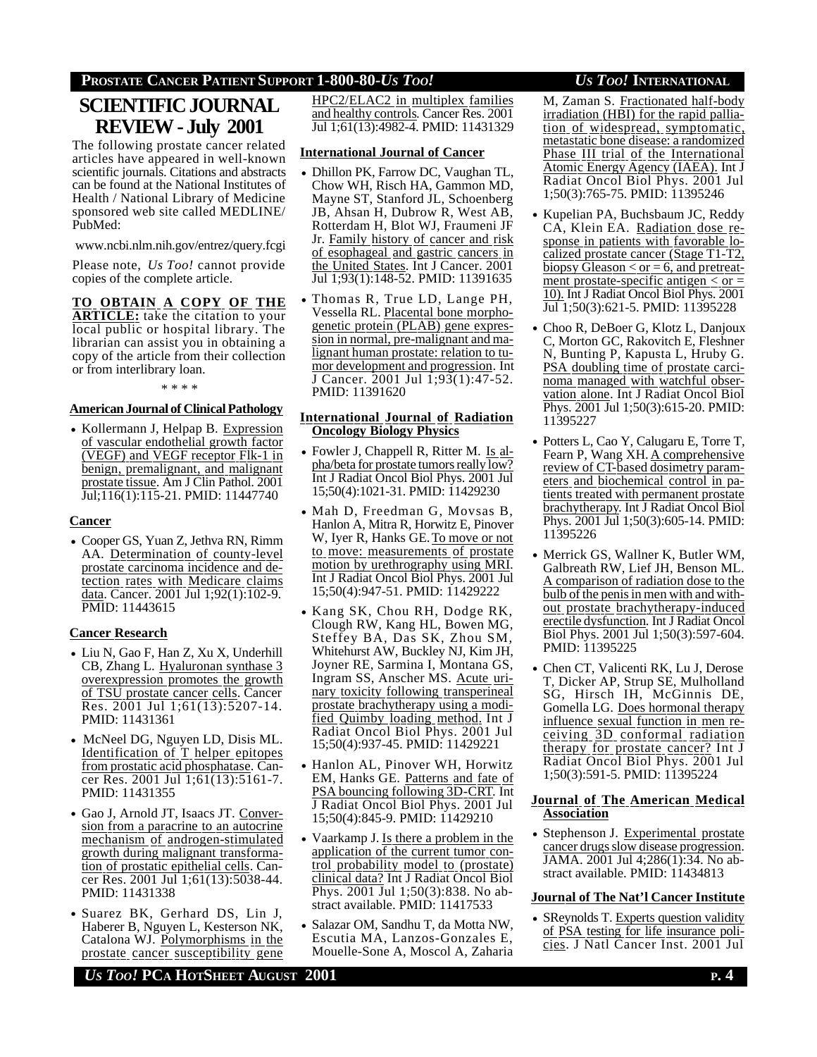# SCIENTIFIC JOURNAL REVIEW - July 2001

The following prostate cancer related articles have appeared in well-known scientific journals. Citations and abstracts can be found at the National Institutes of Health / National Library of Medicine sponsored web site called MEDLINE/ PubMed:

www.ncbi.nlm.nih.gov/entrez/query.fcgi

Please note, *Us Too!* cannot provide copies of the complete article.

**TO OBTAIN A COPY OF THE ARTICLE:** take the citation to your local public or hospital library. The librarian can assist you in obtaining a copy of the article from their collection or from interlibrary loan.

\* \* \* \*

### American Journal of Clinical Pathology

- Kollermann J, Helpap B. Expression of vascular endothelial growth factor (VEGF) and VEGF receptor Flk-1 in benign, premalignant, and malignant prostate tissue. Am J Clin Pathol. 2001 Jul;116(1):115-21. PMID: 11447740

### Cancer

- Cooper GS, Yuan Z, Jethva RN, Rimm AA. Determination of county-level prostate carcinoma incidence and detection rates with Medicare claims data. Cancer. 2001 Jul 1;92(1):102-9. PMID: 11443615

### Cancer Research

- Liu N, Gao F, Han Z, Xu X, Underhill CB, Zhang L. Hyaluronan synthase 3 overexpression promotes the growth of TSU prostate cancer cells. Cancer Res. 2001 Jul 1;61(13):5207-14. PMID: 11431361
- McNeel DG, Nguyen LD, Disis ML. Identification of T helper epitopes from prostatic acid phosphatase. Cancer Res. 2001 Jul 1;61(13):5161-7. PMID: 11431355
- Gao J, Arnold JT, Isaacs JT. Conversion from a paracrine to an autocrine mechanism of androgen-stimulated growth during malignant transformation of prostatic epithelial cells. Cancer Res. 2001 Jul 1;61(13):5038-44. PMID: 11431338
- Suarez BK, Gerhard DS, Lin J, Haberer B, Nguyen L, Kesterson NK, Catalona WJ. Polymorphisms in the prostate cancer susceptibility gene HPC2/ELAC2 in multiplex families and healthy controls. Cancer Res. 2001 Jul 1;61(13):4982-4. PMID: 11431329

### International Journal of Cancer

- Dhillon PK, Farrow DC, Vaughan TL, Chow WH, Risch HA, Gammon MD, Mayne ST, Stanford JL, Schoenberg JB, Ahsan H, Dubrow R, West AB, Rotterdam H, Blot WJ, Fraumeni JF Jr. Family history of cancer and risk of esophageal and gastric cancers in the United States. Int J Cancer. 2001 Jul 1;93(1):148-52. PMID: 11391635
- Thomas R, True LD, Lange PH, Vessella RL. Placental bone morphogenetic protein (PLAB) gene expression in normal, pre-malignant and malignant human prostate: relation to tumor development and progression. Int J Cancer. 2001 Jul 1;93(1):47-52. PMID: 11391620

### International Journal of Radiation Oncology Biology Physics

- Fowler J, Chappell R, Ritter M. Is alpha/beta for prostate tumors really low? Int J Radiat Oncol Biol Phys. 2001 Jul 15;50(4):1021-31. PMID: 11429230
- Mah D, Freedman G, Movsas B, Hanlon A, Mitra R, Horwitz E, Pinover W, Iyer R, Hanks GE. To move or not to move: measurements of prostate motion by urethrography using MRI. Int J Radiat Oncol Biol Phys. 2001 Jul 15;50(4):947-51. PMID: 11429222
- Kang SK, Chou RH, Dodge RK, Clough RW, Kang HL, Bowen MG, Steffey BA, Das SK, Zhou SM, Whitehurst AW, Buckley NJ, Kim JH, Joyner RE, Sarmina I, Montana GS, Ingram SS, Anscher MS. Acute urinary toxicity following transperineal prostate brachytherapy using a modified Quimby loading method. Int J Radiat Oncol Biol Phys. 2001 Jul 15;50(4):937-45. PMID: 11429221
- Hanlon AL, Pinover WH, Horwitz EM, Hanks GE. Patterns and fate of PSA bouncing following 3D-CRT. Int J Radiat Oncol Biol Phys. 2001 Jul 15;50(4):845-9. PMID: 11429210
- Vaarkamp J. Is there a problem in the application of the current tumor control probability model to (prostate) clinical data? Int J Radiat Oncol Biol Phys. 2001 Jul 1;50(3):838. No abstract available. PMID: 11417533
- Salazar OM, Sandhu T, da Motta NW, Escutia MA, Lanzos-Gonzales E, Mouelle-Sone A, Moscol A, Zaharia M, Zaman S. Fractionated half-body irradiation (HBI) for the rapid palliation of widespread, symptomatic, metastatic bone disease: a randomized Phase III trial of the International Atomic Energy Agency (IAEA). Int J Radiat Oncol Biol Phys. 2001 Jul 1;50(3):765-75. PMID: 11395246
- Kupelian PA, Buchsbaum JC, Reddy CA, Klein EA. Radiation dose response in patients with favorable localized prostate cancer (Stage T1-T2, biopsy Gleason < or = 6, and pretreatment prostate-specific antigen < or = 10). Int J Radiat Oncol Biol Phys. 2001 Jul 1;50(3):621-5. PMID: 11395228
- Choo R, DeBoer G, Klotz L, Danjoux C, Morton GC, Rakovitch E, Fleshner N, Bunting P, Kapusta L, Hruby G. PSA doubling time of prostate carcinoma managed with watchful observation alone. Int J Radiat Oncol Biol Phys. 2001 Jul 1;50(3):615-20. PMID: 11395227
- Potters L, Cao Y, Calugaru E, Torre T, Fearn P, Wang XH. A comprehensive review of CT-based dosimetry parameters and biochemical control in patients treated with permanent prostate brachytherapy. Int J Radiat Oncol Biol Phys. 2001 Jul 1;50(3):605-14. PMID: 11395226
- Merrick GS, Wallner K, Butler WM, Galbreath RW, Lief JH, Benson ML. A comparison of radiation dose to the bulb of the penis in men with and without prostate brachytherapy-induced erectile dysfunction. Int J Radiat Oncol Biol Phys. 2001 Jul 1;50(3):597-604. PMID: 11395225
- Chen CT, Valicenti RK, Lu J, Derose T, Dicker AP, Strup SE, Mulholland SG, Hirsch IH, McGinnis DE, Gomella LG. Does hormonal therapy influence sexual function in men receiving 3D conformal radiation therapy for prostate cancer? Int J Radiat Oncol Biol Phys. 2001 Jul 1;50(3):591-5. PMID: 11395224

### Journal of The American Medical Association

- Stephenson J. Experimental prostate cancer drugs slow disease progression. JAMA. 2001 Jul 4;286(1):34. No abstract available. PMID: 11434813

### Journal of The Nat'l Cancer Institute

- SReynolds T. Experts question validity of PSA testing for life insurance policies. J Natl Cancer Inst. 2001 Jul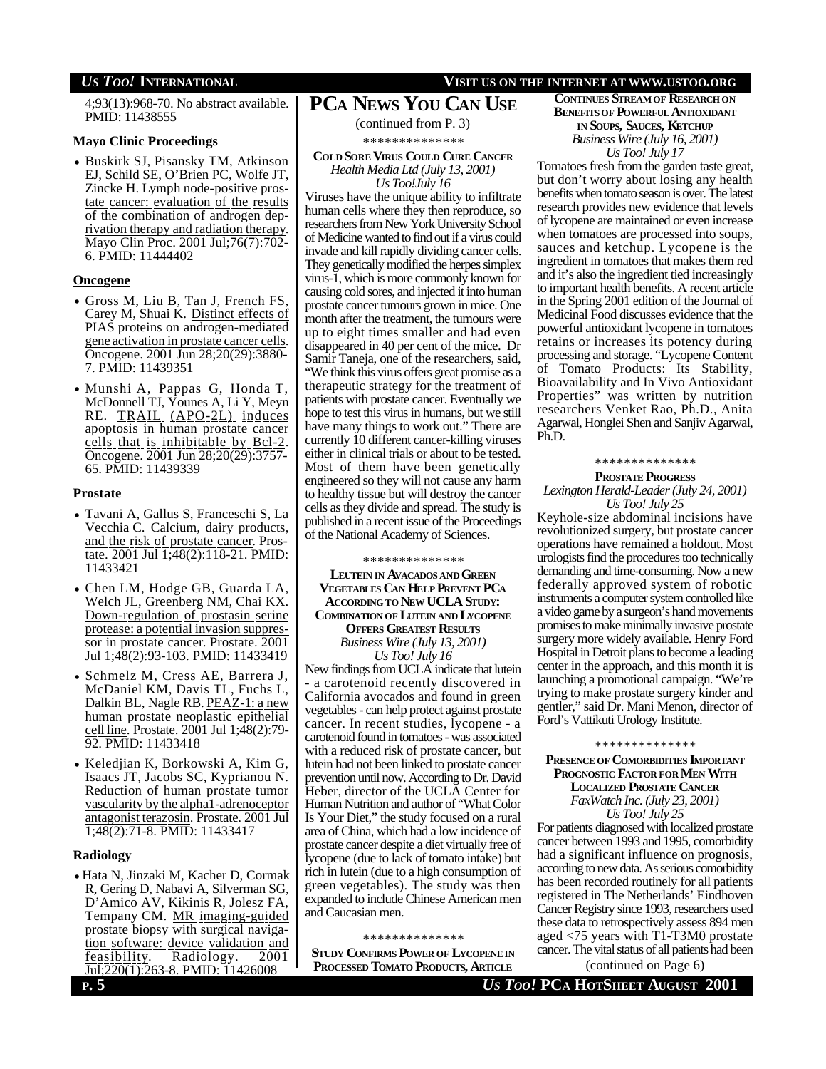4;93(13):968-70. No abstract available. PMID: 11438555

**Mayo Clinic Proceedings**

- Buskirk SJ, Pisansky TM, Atkinson EJ, Schild SE, O'Brien PC, Wolfe JT, Zincke H. Lymph node-positive prostate cancer: evaluation of the results of the combination of androgen deprivation therapy and radiation therapy. Mayo Clin Proc. 2001 Jul;76(7):702-6. PMID: 11444402

**Oncogene**

- Gross M, Liu B, Tan J, French FS, Carey M, Shuai K. Distinct effects of PIAS proteins on androgen-mediated gene activation in prostate cancer cells. Oncogene. 2001 Jun 28;20(29):3880-7. PMID: 11439351
- Munshi A, Pappas G, Honda T, McDonnell TJ, Younes A, Li Y, Meyn RE. TRAIL (APO-2L) induces apoptosis in human prostate cancer cells that is inhibitable by Bcl-2. Oncogene. 2001 Jun 28;20(29):3757-65. PMID: 11439339

**Prostate**

- Tavani A, Gallus S, Franceschi S, La Vecchia C. Calcium, dairy products, and the risk of prostate cancer. Prostate. 2001 Jul 1;48(2):118-21. PMID: 11433421
- Chen LM, Hodge GB, Guarda LA, Welch JL, Greenberg NM, Chai KX. Down-regulation of prostasin serine protease: a potential invasion suppressor in prostate cancer. Prostate. 2001 Jul 1;48(2):93-103. PMID: 11433419
- Schmelz M, Cress AE, Barrera J, McDaniel KM, Davis TL, Fuchs L, Dalkin BL, Nagle RB. PEAZ-1: a new human prostate neoplastic epithelial cell line. Prostate. 2001 Jul 1;48(2):79-92. PMID: 11433418
- Keledjian K, Borkowski A, Kim G, Isaacs JT, Jacobs SC, Kyprianou N. Reduction of human prostate tumor vascularity by the alpha1-adrenoceptor antagonist terazosin. Prostate. 2001 Jul 1;48(2):71-8. PMID: 11433417

**Radiology**

- Hata N, Jinzaki M, Kacher D, Cormak R, Gering D, Nabavi A, Silverman SG, D'Amico AV, Kikinis R, Jolesz FA, Tempany CM. MR imaging-guided prostate biopsy with surgical navigation software: device validation and feasibility. Radiology. 2001 Jul;220(1):263-8. PMID: 11426008

# PCa News You Can Use

(continued from P. 3)

\*\*\*\*\*\*\*\*\*\*\*\*\*\*

**Cold Sore Virus Could Cure Cancer**
*Health Media Ltd (July 13, 2001)*
*Us Too! July 16*

Viruses have the unique ability to infiltrate human cells where they then reproduce, so researchers from New York University School of Medicine wanted to find out if a virus could invade and kill rapidly dividing cancer cells. They genetically modified the herpes simplex virus-1, which is more commonly known for causing cold sores, and injected it into human prostate cancer tumours grown in mice. One month after the treatment, the tumours were up to eight times smaller and had even disappeared in 40 per cent of the mice. Dr Samir Taneja, one of the researchers, said, "We think this virus offers great promise as a therapeutic strategy for the treatment of patients with prostate cancer. Eventually we hope to test this virus in humans, but we still have many things to work out." There are currently 10 different cancer-killing viruses either in clinical trials or about to be tested. Most of them have been genetically engineered so they will not cause any harm to healthy tissue but will destroy the cancer cells as they divide and spread. The study is published in a recent issue of the Proceedings of the National Academy of Sciences.

\*\*\*\*\*\*\*\*\*\*\*\*\*\*

**Leutein in Avacados and Green Vegetables Can Help Prevent PCa According to New UCLA Study: Combination of Lutein and Lycopene Offers Greatest Results**
*Business Wire (July 13, 2001)*
*Us Too! July 16*

New findings from UCLA indicate that lutein - a carotenoid recently discovered in California avocados and found in green vegetables - can help protect against prostate cancer. In recent studies, lycopene - a carotenoid found in tomatoes - was associated with a reduced risk of prostate cancer, but lutein had not been linked to prostate cancer prevention until now. According to Dr. David Heber, director of the UCLA Center for Human Nutrition and author of "What Color Is Your Diet," the study focused on a rural area of China, which had a low incidence of prostate cancer despite a diet virtually free of lycopene (due to lack of tomato intake) but rich in lutein (due to a high consumption of green vegetables). The study was then expanded to include Chinese American men and Caucasian men.

\*\*\*\*\*\*\*\*\*\*\*\*\*\*

**Study Confirms Power of Lycopene in Processed Tomato Products, Article Continues Stream of Research on Benefits of Powerful Antioxidant in Soups, Sauces, Ketchup**
*Business Wire (July 16, 2001)*
*Us Too! July 17*

Tomatoes fresh from the garden taste great, but don't worry about losing any health benefits when tomato season is over. The latest research provides new evidence that levels of lycopene are maintained or even increase when tomatoes are processed into soups, sauces and ketchup. Lycopene is the ingredient in tomatoes that makes them red and it's also the ingredient tied increasingly to important health benefits. A recent article in the Spring 2001 edition of the Journal of Medicinal Food discusses evidence that the powerful antioxidant lycopene in tomatoes retains or increases its potency during processing and storage. "Lycopene Content of Tomato Products: Its Stability, Bioavailability and In Vivo Antioxidant Properties" was written by nutrition researchers Venket Rao, Ph.D., Anita Agarwal, Honglei Shen and Sanjiv Agarwal, Ph.D.

\*\*\*\*\*\*\*\*\*\*\*\*\*\*

**Prostate Progress**
*Lexington Herald-Leader (July 24, 2001)*
*Us Too! July 25*

Keyhole-size abdominal incisions have revolutionized surgery, but prostate cancer operations have remained a holdout. Most urologists find the procedures too technically demanding and time-consuming. Now a new federally approved system of robotic instruments a computer system controlled like a video game by a surgeon's hand movements promises to make minimally invasive prostate surgery more widely available. Henry Ford Hospital in Detroit plans to become a leading center in the approach, and this month it is launching a promotional campaign. "We're trying to make prostate surgery kinder and gentler," said Dr. Mani Menon, director of Ford's Vattikuti Urology Institute.

\*\*\*\*\*\*\*\*\*\*\*\*\*\*

**Presence of Comorbidities Important Prognostic Factor for Men With Localized Prostate Cancer**
*FaxWatch Inc. (July 23, 2001)*
*Us Too! July 25*

For patients diagnosed with localized prostate cancer between 1993 and 1995, comorbidity had a significant influence on prognosis, according to new data. As serious comorbidity has been recorded routinely for all patients registered in The Netherlands' Eindhoven Cancer Registry since 1993, researchers used these data to retrospectively assess 894 men aged <75 years with T1-T3M0 prostate cancer. The vital status of all patients had been

(continued on Page 6)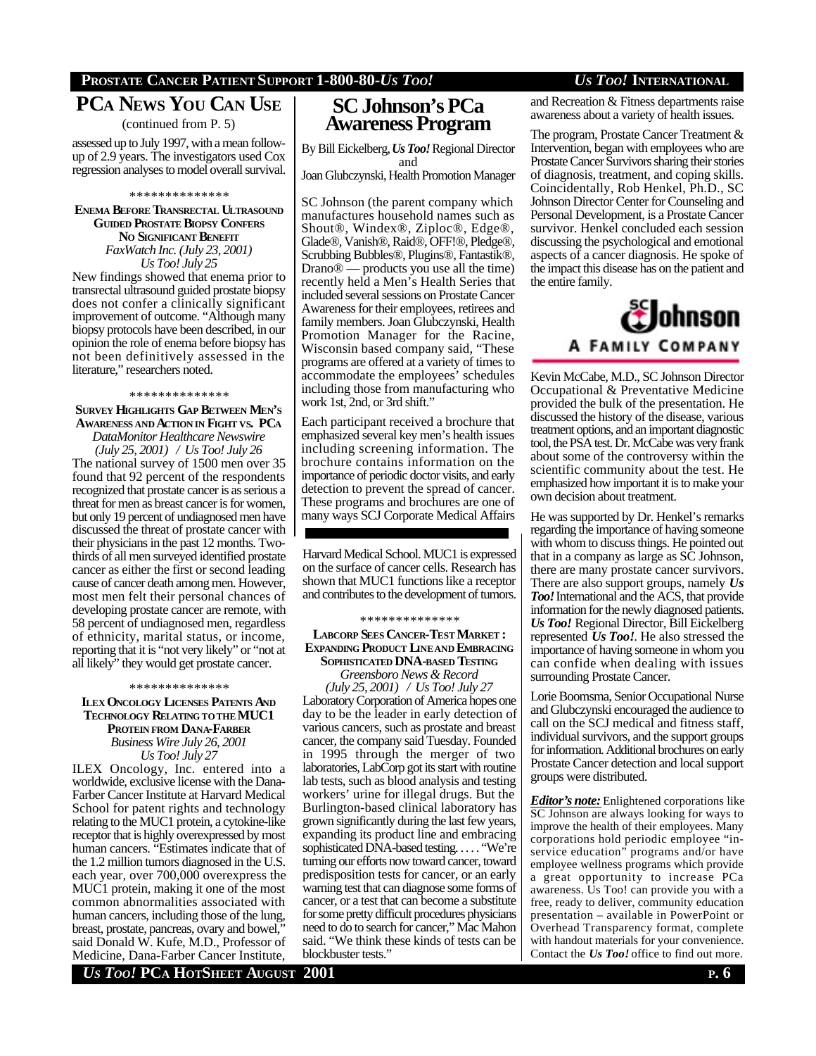## PCa News You Can Use

(continued from P. 5)

assessed up to July 1997, with a mean follow-up of 2.9 years. The investigators used Cox regression analyses to model overall survival.

\*\*\*\*\*\*\*\*\*\*\*\*\*\*

### Enema Before Transrectal Ultrasound Guided Prostate Biopsy Confers No Significant Benefit

*FaxWatch Inc. (July 23, 2001)*
*Us Too! July 25*

New findings showed that enema prior to transrectal ultrasound guided prostate biopsy does not confer a clinically significant improvement of outcome. "Although many biopsy protocols have been described, in our opinion the role of enema before biopsy has not been definitively assessed in the literature," researchers noted.

\*\*\*\*\*\*\*\*\*\*\*\*\*\*

### Survey Highlights Gap Between Men's Awareness and Action in Fight vs. PCa

*DataMonitor Healthcare Newswire (July 25, 2001) / Us Too! July 26*

The national survey of 1500 men over 35 found that 92 percent of the respondents recognized that prostate cancer is as serious a threat for men as breast cancer is for women, but only 19 percent of undiagnosed men have discussed the threat of prostate cancer with their physicians in the past 12 months. Two-thirds of all men surveyed identified prostate cancer as either the first or second leading cause of cancer death among men. However, most men felt their personal chances of developing prostate cancer are remote, with 58 percent of undiagnosed men, regardless of ethnicity, marital status, or income, reporting that it is "not very likely" or "not at all likely" they would get prostate cancer.

\*\*\*\*\*\*\*\*\*\*\*\*\*\*

### ILEX Oncology Licenses Patents and Technology Relating to the MUC1 Protein from Dana-Farber

*Business Wire July 26, 2001*
*Us Too! July 27*

ILEX Oncology, Inc. entered into a worldwide, exclusive license with the Dana-Farber Cancer Institute at Harvard Medical School for patent rights and technology relating to the MUC1 protein, a cytokine-like receptor that is highly overexpressed by most human cancers. "Estimates indicate that of the 1.2 million tumors diagnosed in the U.S. each year, over 700,000 overexpress the MUC1 protein, making it one of the most common abnormalities associated with human cancers, including those of the lung, breast, prostate, pancreas, ovary and bowel," said Donald W. Kufe, M.D., Professor of Medicine, Dana-Farber Cancer Institute, Harvard Medical School. MUC1 is expressed on the surface of cancer cells. Research has shown that MUC1 functions like a receptor and contributes to the development of tumors.

\*\*\*\*\*\*\*\*\*\*\*\*\*\*

### LabCorp Sees Cancer-Test Market: Expanding Product Line and Embracing Sophisticated DNA-based Testing

*Greensboro News & Record (July 25, 2001) / Us Too! July 27*

Laboratory Corporation of America hopes one day to be the leader in early detection of various cancers, such as prostate and breast cancer, the company said Tuesday. Founded in 1995 through the merger of two laboratories, LabCorp got its start with routine lab tests, such as blood analysis and testing workers' urine for illegal drugs. But the Burlington-based clinical laboratory has grown significantly during the last few years, expanding its product line and embracing sophisticated DNA-based testing. . . . . "We're turning our efforts now toward cancer, toward predisposition tests for cancer, or an early warning test that can diagnose some forms of cancer, or a test that can become a substitute for some pretty difficult procedures physicians need to do to search for cancer," MacMahon said. "We think these kinds of tests can be blockbuster tests."

## SC Johnson's PCa Awareness Program

By Bill Eickelberg, ***Us Too!*** Regional Director
and
Joan Glubczynski, Health Promotion Manager

SC Johnson (the parent company which manufactures household names such as Shout®, Windex®, Ziploc®, Edge®, Glade®, Vanish®, Raid®, OFF!®, Pledge®, Scrubbing Bubbles®, Plugins®, Fantastik®, Drano® — products you use all the time) recently held a Men's Health Series that included several sessions on Prostate Cancer Awareness for their employees, retirees and family members. Joan Glubczynski, Health Promotion Manager for the Racine, Wisconsin based company said, "These programs are offered at a variety of times to accommodate the employees' schedules including those from manufacturing who work 1st, 2nd, or 3rd shift."

Each participant received a brochure that emphasized several key men's health issues including screening information. The brochure contains information on the importance of periodic doctor visits, and early detection to prevent the spread of cancer. These programs and brochures are one of many ways SCJ Corporate Medical Affairs and Recreation & Fitness departments raise awareness about a variety of health issues.

The program, Prostate Cancer Treatment & Intervention, began with employees who are Prostate Cancer Survivors sharing their stories of diagnosis, treatment, and coping skills. Coincidentally, Rob Henkel, Ph.D., SC Johnson Director Center for Counseling and Personal Development, is a Prostate Cancer survivor. Henkel concluded each session discussing the psychological and emotional aspects of a cancer diagnosis. He spoke of the impact this disease has on the patient and the entire family.

SC Johnson
A FAMILY COMPANY

Kevin McCabe, M.D., SC Johnson Director Occupational & Preventative Medicine provided the bulk of the presentation. He discussed the history of the disease, various treatment options, and an important diagnostic tool, the PSA test. Dr. McCabe was very frank about some of the controversy within the scientific community about the test. He emphasized how important it is to make your own decision about treatment.

He was supported by Dr. Henkel's remarks regarding the importance of having someone with whom to discuss things. He pointed out that in a company as large as SC Johnson, there are many prostate cancer survivors. There are also support groups, namely ***Us Too!*** International and the ACS, that provide information for the newly diagnosed patients. ***Us Too!*** Regional Director, Bill Eickelberg represented ***Us Too!***. He also stressed the importance of having someone in whom you can confide when dealing with issues surrounding Prostate Cancer.

Lorie Boomsma, Senior Occupational Nurse and Glubczynski encouraged the audience to call on the SCJ medical and fitness staff, individual survivors, and the support groups for information. Additional brochures on early Prostate Cancer detection and local support groups were distributed.

***Editor's note:*** Enlightened corporations like SC Johnson are always looking for ways to improve the health of their employees. Many corporations hold periodic employee "in-service education" programs and/or have employee wellness programs which provide a great opportunity to increase PCa awareness. Us Too! can provide you with a free, ready to deliver, community education presentation – available in PowerPoint or Overhead Transparency format, complete with handout materials for your convenience. Contact the ***Us Too!*** office to find out more.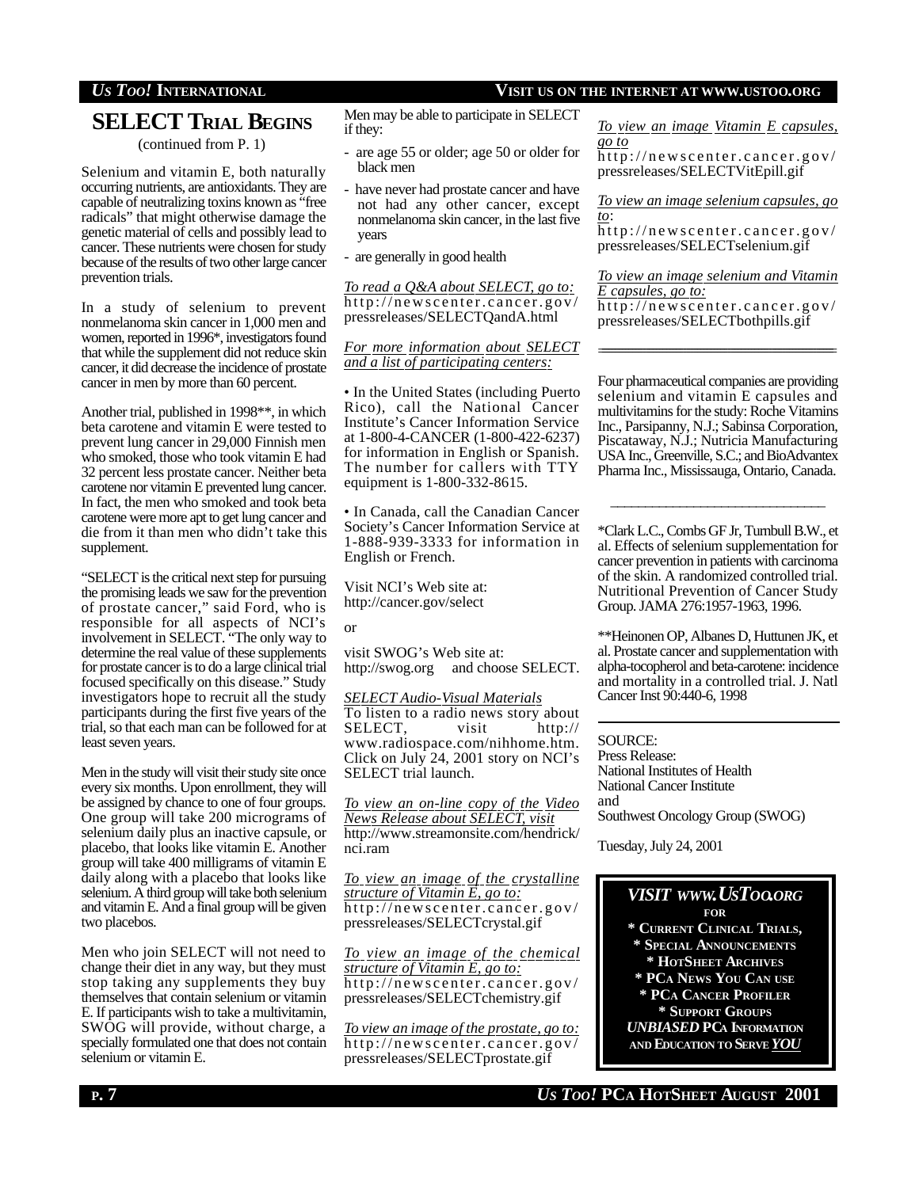## SELECT Trial Begins

(continued from P. 1)

Selenium and vitamin E, both naturally occurring nutrients, are antioxidants. They are capable of neutralizing toxins known as "free radicals" that might otherwise damage the genetic material of cells and possibly lead to cancer. These nutrients were chosen for study because of the results of two other large cancer prevention trials.

In a study of selenium to prevent nonmelanoma skin cancer in 1,000 men and women, reported in 1996*, investigators found that while the supplement did not reduce skin cancer, it did decrease the incidence of prostate cancer in men by more than 60 percent.

Another trial, published in 1998**, in which beta carotene and vitamin E were tested to prevent lung cancer in 29,000 Finnish men who smoked, those who took vitamin E had 32 percent less prostate cancer. Neither beta carotene nor vitamin E prevented lung cancer. In fact, the men who smoked and took beta carotene were more apt to get lung cancer and die from it than men who didn't take this supplement.

"SELECT is the critical next step for pursuing the promising leads we saw for the prevention of prostate cancer," said Ford, who is responsible for all aspects of NCI's involvement in SELECT. "The only way to determine the real value of these supplements for prostate cancer is to do a large clinical trial focused specifically on this disease." Study investigators hope to recruit all the study participants during the first five years of the trial, so that each man can be followed for at least seven years.

Men in the study will visit their study site once every six months. Upon enrollment, they will be assigned by chance to one of four groups. One group will take 200 micrograms of selenium daily plus an inactive capsule, or placebo, that looks like vitamin E. Another group will take 400 milligrams of vitamin E daily along with a placebo that looks like selenium. A third group will take both selenium and vitamin E. And a final group will be given two placebos.

Men who join SELECT will not need to change their diet in any way, but they must stop taking any supplements they buy themselves that contain selenium or vitamin E. If participants wish to take a multivitamin, SWOG will provide, without charge, a specially formulated one that does not contain selenium or vitamin E.

Men may be able to participate in SELECT if they:

- are age 55 or older; age 50 or older for black men
- have never had prostate cancer and have not had any other cancer, except nonmelanoma skin cancer, in the last five years
- are generally in good health

*To read a Q&A about SELECT, go to:*
http://newscenter.cancer.gov/pressreleases/SELECTQandA.html

*For more information about SELECT and a list of participating centers:*

• In the United States (including Puerto Rico), call the National Cancer Institute's Cancer Information Service at 1-800-4-CANCER (1-800-422-6237) for information in English or Spanish. The number for callers with TTY equipment is 1-800-332-8615.

• In Canada, call the Canadian Cancer Society's Cancer Information Service at 1-888-939-3333 for information in English or French.

Visit NCI's Web site at:
http://cancer.gov/select

or

visit SWOG's Web site at:
http://swog.org and choose SELECT.

*SELECT Audio-Visual Materials*
To listen to a radio news story about SELECT, visit http://www.radiospace.com/nihhome.htm. Click on July 24, 2001 story on NCI's SELECT trial launch.

*To view an on-line copy of the Video News Release about SELECT, visit*
http://www.streamonsite.com/hendrick/nci.ram

*To view an image of the crystalline structure of Vitamin E, go to:*
http://newscenter.cancer.gov/pressreleases/SELECTcrystal.gif

*To view an image of the chemical structure of Vitamin E, go to:*
http://newscenter.cancer.gov/pressreleases/SELECTchemistry.gif

*To view an image of the prostate, go to:*
http://newscenter.cancer.gov/pressreleases/SELECTprostate.gif

*To view an image Vitamin E capsules, go to*
http://newscenter.cancer.gov/pressreleases/SELECTVitEpill.gif

*To view an image selenium capsules, go to*:
http://newscenter.cancer.gov/pressreleases/SELECTselenium.gif

*To view an image selenium and Vitamin E capsules, go to:*
http://newscenter.cancer.gov/pressreleases/SELECTbothpills.gif

---

Four pharmaceutical companies are providing selenium and vitamin E capsules and multivitamins for the study: Roche Vitamins Inc., Parsipanny, N.J.; Sabinsa Corporation, Piscataway, N.J.; Nutricia Manufacturing USA Inc., Greenville, S.C.; and BioAdvantex Pharma Inc., Mississauga, Ontario, Canada.

---

*Clark L.C., Combs GF Jr, Turnbull B.W., et al. Effects of selenium supplementation for cancer prevention in patients with carcinoma of the skin. A randomized controlled trial. Nutritional Prevention of Cancer Study Group. JAMA 276:1957-1963, 1996.

**Heinonen OP, Albanes D, Huttunen JK, et al. Prostate cancer and supplementation with alpha-tocopherol and beta-carotene: incidence and mortality in a controlled trial. J. Natl Cancer Inst 90:440-6, 1998

---

SOURCE:
Press Release:
National Institutes of Health
National Cancer Institute
and
Southwest Oncology Group (SWOG)

Tuesday, July 24, 2001

**VISIT WWW.USTOO.ORG**
**FOR**
**\* CURRENT CLINICAL TRIALS,**
**\* SPECIAL ANNOUNCEMENTS**
**\* HOTSHEET ARCHIVES**
**\* PCA NEWS YOU CAN USE**
**\* PCA CANCER PROFILER**
**\* SUPPORT GROUPS**
***UNBIASED* PCA INFORMATION AND EDUCATION TO SERVE *YOU***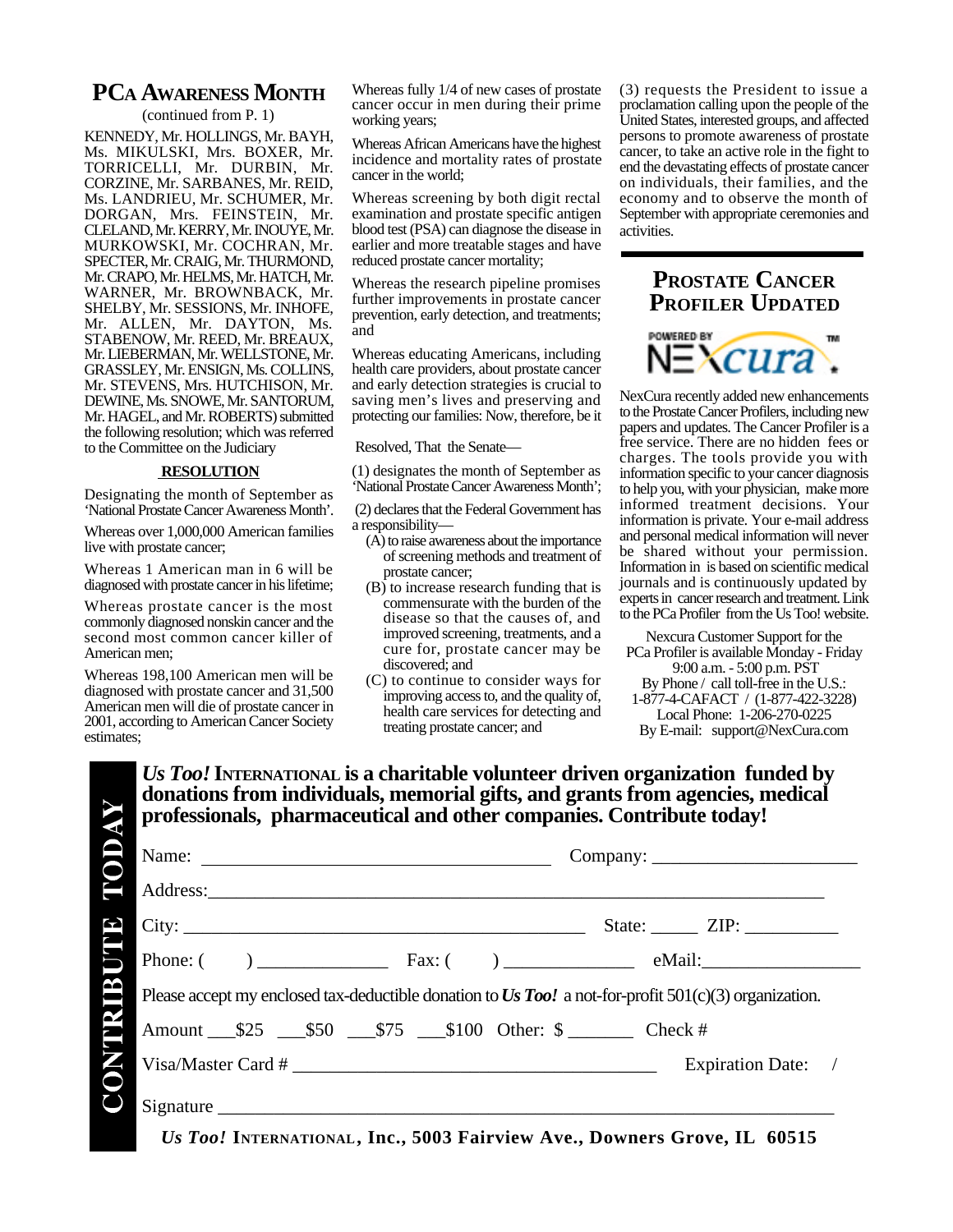## PCa Awareness Month

(continued from P. 1)

KENNEDY, Mr. HOLLINGS, Mr. BAYH, Ms. MIKULSKI, Mrs. BOXER, Mr. TORRICELLI, Mr. DURBIN, Mr. CORZINE, Mr. SARBANES, Mr. REID, Ms. LANDRIEU, Mr. SCHUMER, Mr. DORGAN, Mrs. FEINSTEIN, Mr. CLELAND, Mr. KERRY, Mr. INOUYE, Mr. MURKOWSKI, Mr. COCHRAN, Mr. SPECTER, Mr. CRAIG, Mr. THURMOND, Mr. CRAPO, Mr. HELMS, Mr. HATCH, Mr. WARNER, Mr. BROWNBACK, Mr. SHELBY, Mr. SESSIONS, Mr. INHOFE, Mr. ALLEN, Mr. DAYTON, Ms. STABENOW, Mr. REED, Mr. BREAUX, Mr. LIEBERMAN, Mr. WELLSTONE, Mr. GRASSLEY, Mr. ENSIGN, Ms. COLLINS, Mr. STEVENS, Mrs. HUTCHISON, Mr. DEWINE, Ms. SNOWE, Mr. SANTORUM, Mr. HAGEL, and Mr. ROBERTS) submitted the following resolution; which was referred to the Committee on the Judiciary

**RESOLUTION**

Designating the month of September as 'National Prostate Cancer Awareness Month'.

Whereas over 1,000,000 American families live with prostate cancer;

Whereas 1 American man in 6 will be diagnosed with prostate cancer in his lifetime;

Whereas prostate cancer is the most commonly diagnosed nonskin cancer and the second most common cancer killer of American men;

Whereas 198,100 American men will be diagnosed with prostate cancer and 31,500 American men will die of prostate cancer in 2001, according to American Cancer Society estimates;

Whereas fully 1/4 of new cases of prostate cancer occur in men during their prime working years;

Whereas African Americans have the highest incidence and mortality rates of prostate cancer in the world;

Whereas screening by both digit rectal examination and prostate specific antigen blood test (PSA) can diagnose the disease in earlier and more treatable stages and have reduced prostate cancer mortality;

Whereas the research pipeline promises further improvements in prostate cancer prevention, early detection, and treatments; and

Whereas educating Americans, including health care providers, about prostate cancer and early detection strategies is crucial to saving men's lives and preserving and protecting our families: Now, therefore, be it

Resolved, That the Senate—

(1) designates the month of September as 'National Prostate Cancer Awareness Month';

(2) declares that the Federal Government has a responsibility—

- (A) to raise awareness about the importance of screening methods and treatment of prostate cancer;
- (B) to increase research funding that is commensurate with the burden of the disease so that the causes of, and improved screening, treatments, and a cure for, prostate cancer may be discovered; and
- (C) to continue to consider ways for improving access to, and the quality of, health care services for detecting and treating prostate cancer; and

(3) requests the President to issue a proclamation calling upon the people of the United States, interested groups, and affected persons to promote awareness of prostate cancer, to take an active role in the fight to end the devastating effects of prostate cancer on individuals, their families, and the economy and to observe the month of September with appropriate ceremonies and activities.

## Prostate Cancer Profiler Updated

POWERED BY NexCura™

NexCura recently added new enhancements to the Prostate Cancer Profilers, including new papers and updates. The Cancer Profiler is a free service. There are no hidden fees or charges. The tools provide you with information specific to your cancer diagnosis to help you, with your physician, make more informed treatment decisions. Your information is private. Your e-mail address and personal medical information will never be shared without your permission. Information in is based on scientific medical journals and is continuously updated by experts in cancer research and treatment. Link to the PCa Profiler from the Us Too! website.

Nexcura Customer Support for the PCa Profiler is available Monday - Friday 9:00 a.m. - 5:00 p.m. PST
By Phone / call toll-free in the U.S.: 1-877-4-CAFACT / (1-877-422-3228)
Local Phone: 1-206-270-0225
By E-mail: support@NexCura.com

## CONTRIBUTE TODAY

***Us Too!* International is a charitable volunteer driven organization funded by donations from individuals, memorial gifts, and grants from agencies, medical professionals, pharmaceutical and other companies. Contribute today!**

Name: ______________________ Company: ______________________

Address: ______________________________________________

City: ______________________ State: _____ ZIP: __________

Phone: ( ) ____________ Fax: ( ) ____________ eMail: ______________

Please accept my enclosed tax-deductible donation to ***Us Too!*** a not-for-profit 501(c)(3) organization.

Amount ___$25 ___$50 ___$75 ___$100 Other: $ _______ Check #

Visa/Master Card # ______________________________ Expiration Date: /

Signature ______________________________________________

***Us Too!* International, Inc., 5003 Fairview Ave., Downers Grove, IL 60515**